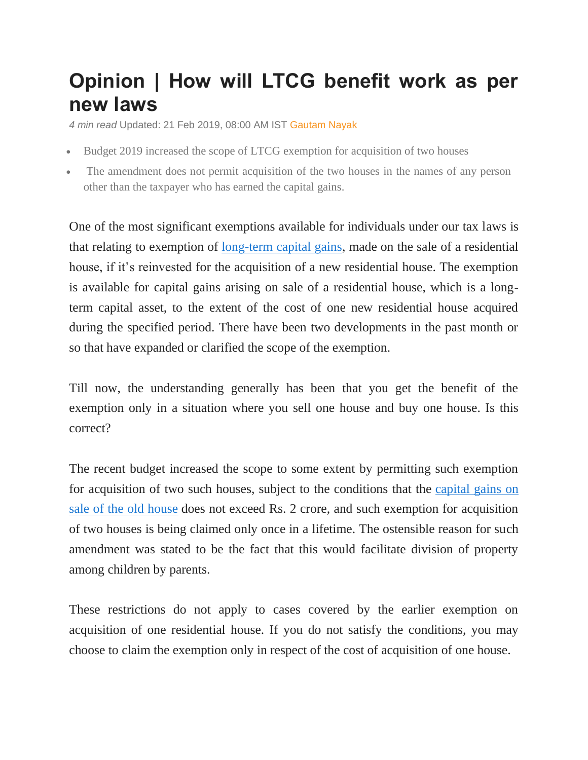# Opinion | How will LTCG benefit work as per new laws

*4 min read* Updated: 21 Feb 2019, 08:00 AM IST Gautam Nayak

- Budget 2019 increased the scope of LTCG exemption for acquisition of two houses
- The amendment does not permit acquisition of the two houses in the names of any person other than the taxpayer who has earned the capital gains.

One of the most significant exemptions available for individuals under our tax laws is that relating to exemption of long-term capital gains, made on the sale of a residential house, if it's reinvested for the acquisition of a new residential house. The exemption is available for capital gains arising on sale of a residential house, which is a long-term capital asset, to the extent of the cost of one new residential house acquired during the specified period. There have been two developments in the past month or so that have expanded or clarified the scope of the exemption.

Till now, the understanding generally has been that you get the benefit of the exemption only in a situation where you sell one house and buy one house. Is this correct?

The recent budget increased the scope to some extent by permitting such exemption for acquisition of two such houses, subject to the conditions that the capital gains on sale of the old house does not exceed Rs. 2 crore, and such exemption for acquisition of two houses is being claimed only once in a lifetime. The ostensible reason for such amendment was stated to be the fact that this would facilitate division of property among children by parents.

These restrictions do not apply to cases covered by the earlier exemption on acquisition of one residential house. If you do not satisfy the conditions, you may choose to claim the exemption only in respect of the cost of acquisition of one house.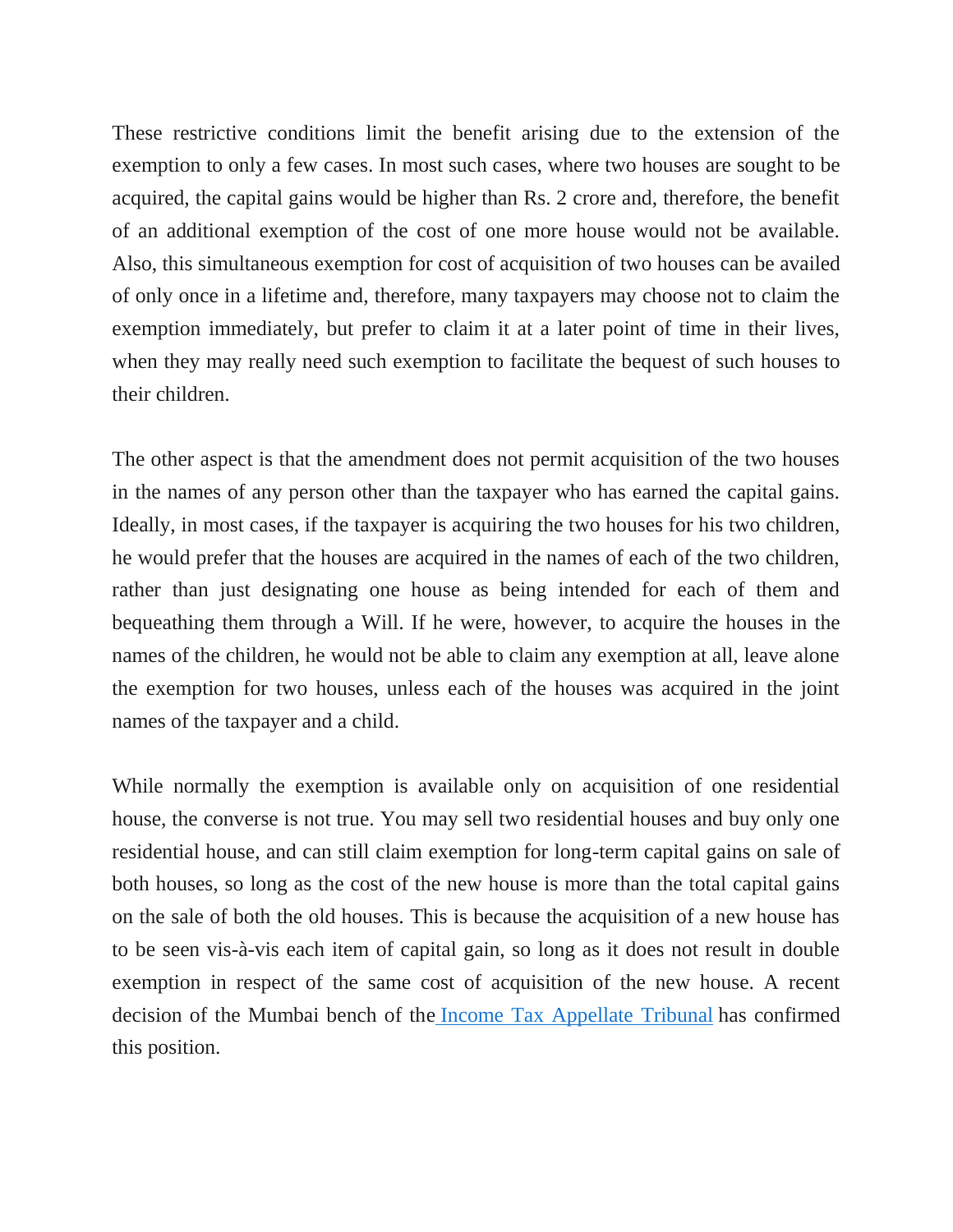These restrictive conditions limit the benefit arising due to the extension of the exemption to only a few cases. In most such cases, where two houses are sought to be acquired, the capital gains would be higher than Rs. 2 crore and, therefore, the benefit of an additional exemption of the cost of one more house would not be available. Also, this simultaneous exemption for cost of acquisition of two houses can be availed of only once in a lifetime and, therefore, many taxpayers may choose not to claim the exemption immediately, but prefer to claim it at a later point of time in their lives, when they may really need such exemption to facilitate the bequest of such houses to their children.

The other aspect is that the amendment does not permit acquisition of the two houses in the names of any person other than the taxpayer who has earned the capital gains. Ideally, in most cases, if the taxpayer is acquiring the two houses for his two children, he would prefer that the houses are acquired in the names of each of the two children, rather than just designating one house as being intended for each of them and bequeathing them through a Will. If he were, however, to acquire the houses in the names of the children, he would not be able to claim any exemption at all, leave alone the exemption for two houses, unless each of the houses was acquired in the joint names of the taxpayer and a child.

While normally the exemption is available only on acquisition of one residential house, the converse is not true. You may sell two residential houses and buy only one residential house, and can still claim exemption for long-term capital gains on sale of both houses, so long as the cost of the new house is more than the total capital gains on the sale of both the old houses. This is because the acquisition of a new house has to be seen vis-à-vis each item of capital gain, so long as it does not result in double exemption in respect of the same cost of acquisition of the new house. A recent decision of the Mumbai bench of the Income Tax Appellate Tribunal has confirmed this position.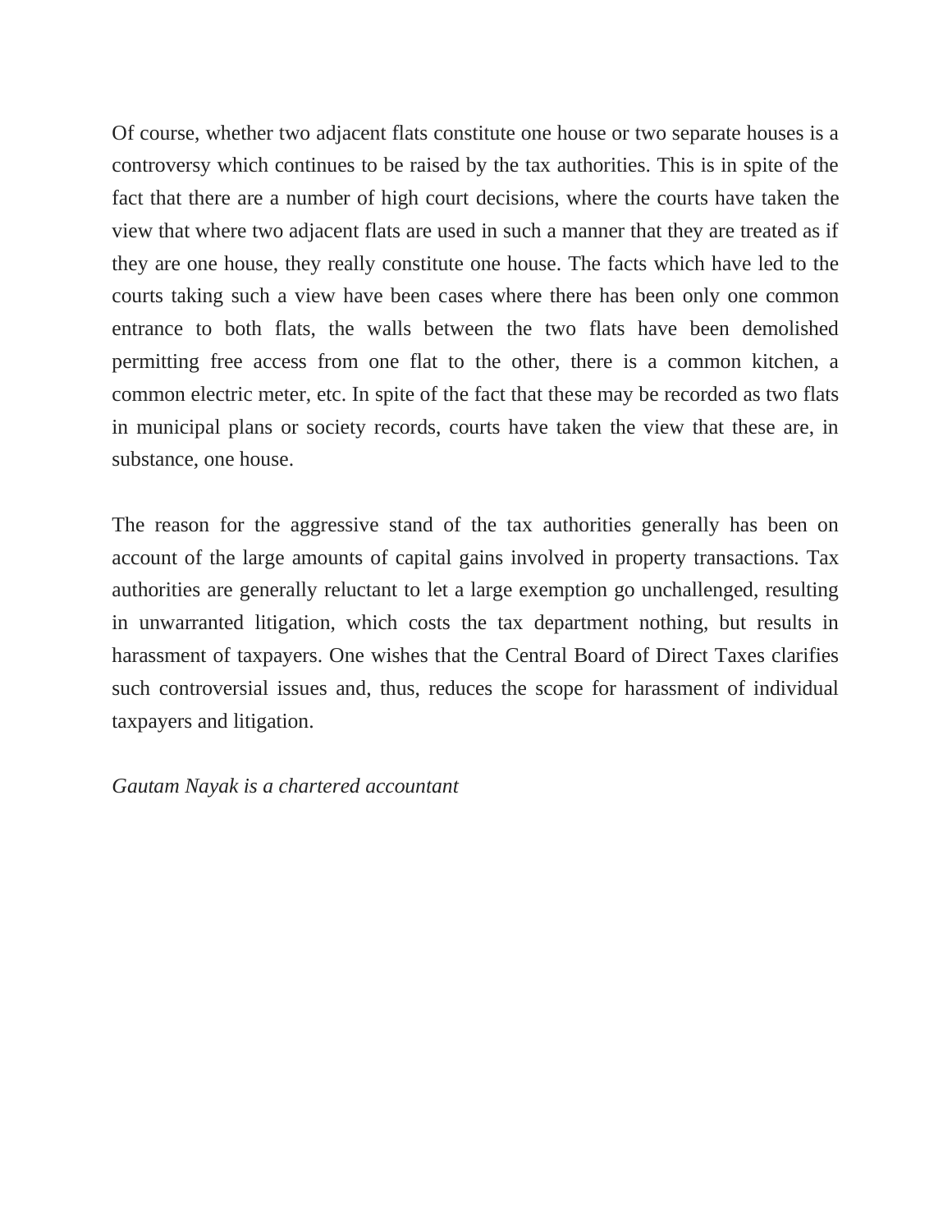Of course, whether two adjacent flats constitute one house or two separate houses is a controversy which continues to be raised by the tax authorities. This is in spite of the fact that there are a number of high court decisions, where the courts have taken the view that where two adjacent flats are used in such a manner that they are treated as if they are one house, they really constitute one house. The facts which have led to the courts taking such a view have been cases where there has been only one common entrance to both flats, the walls between the two flats have been demolished permitting free access from one flat to the other, there is a common kitchen, a common electric meter, etc. In spite of the fact that these may be recorded as two flats in municipal plans or society records, courts have taken the view that these are, in substance, one house.

The reason for the aggressive stand of the tax authorities generally has been on account of the large amounts of capital gains involved in property transactions. Tax authorities are generally reluctant to let a large exemption go unchallenged, resulting in unwarranted litigation, which costs the tax department nothing, but results in harassment of taxpayers. One wishes that the Central Board of Direct Taxes clarifies such controversial issues and, thus, reduces the scope for harassment of individual taxpayers and litigation.

*Gautam Nayak is a chartered accountant*